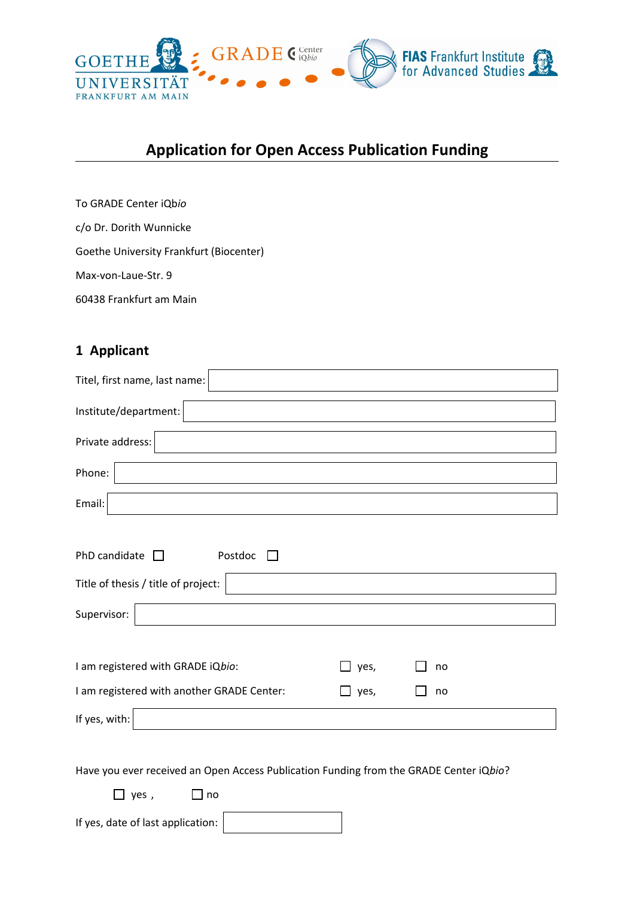# Application for Open Access Publication Funding

To GRADE Center iQ*bio*

c/o Dr. Dorith Wunnicke

Goethe University Frankfurt (Biocenter)

Max-von-Laue-Str. 9

60438 Frankfurt am Main

## 1 Applicant

Titel, first name, last name:

Institute/department:

Private address:

Phone:

Email:

PhD candidate ☐ Postdoc ☐

Title of thesis / title of project:

Supervisor:

I am registered with GRADE iQ*bio*: ☐ yes, ☐ no

I am registered with another GRADE Center: ☐ yes, ☐ no

If yes, with:

Have you ever received an Open Access Publication Funding from the GRADE Center iQ*bio*?

☐ yes , ☐ no

If yes, date of last application: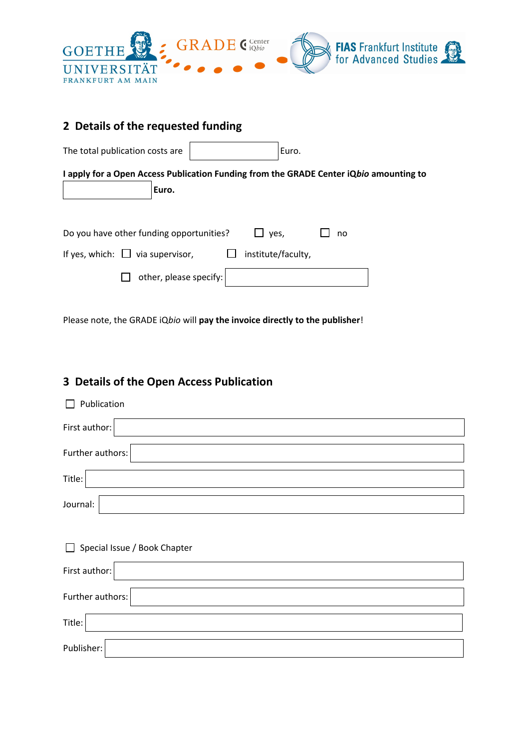## 2 Details of the requested funding

The total publication costs are \_\_\_\_\_\_\_\_\_\_ Euro.

**I apply for a Open Access Publication Funding from the GRADE Center iQ*bio* amounting to** \_\_\_\_\_\_\_\_\_\_ **Euro.**

Do you have other funding opportunities? ☐ yes, ☐ no

If yes, which: ☐ via supervisor, ☐ institute/faculty,

☐ other, please specify: \_\_\_\_\_\_\_\_\_\_

Please note, the GRADE iQ*bio* will **pay the invoice directly to the publisher**!

## 3 Details of the Open Access Publication

☐ Publication

First author: \_\_\_\_\_\_\_\_\_\_

Further authors: \_\_\_\_\_\_\_\_\_\_

Title: \_\_\_\_\_\_\_\_\_\_

Journal: \_\_\_\_\_\_\_\_\_\_

☐ Special Issue / Book Chapter

First author: \_\_\_\_\_\_\_\_\_\_

Further authors: \_\_\_\_\_\_\_\_\_\_

Title: \_\_\_\_\_\_\_\_\_\_

Publisher: \_\_\_\_\_\_\_\_\_\_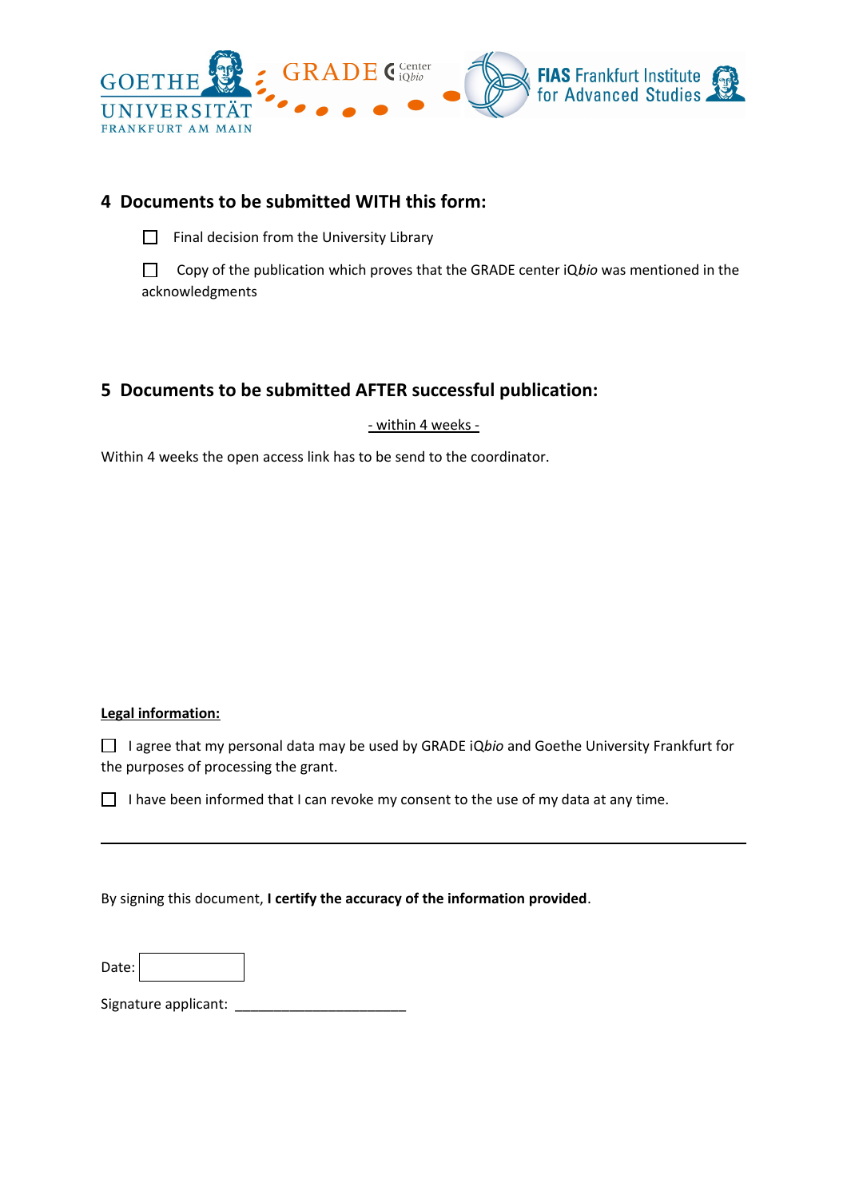## 4 Documents to be submitted WITH this form:

☐ Final decision from the University Library

☐ Copy of the publication which proves that the GRADE center iQ*bio* was mentioned in the acknowledgments

## 5 Documents to be submitted AFTER successful publication:

- within 4 weeks -

Within 4 weeks the open access link has to be send to the coordinator.

**Legal information:**

☐ I agree that my personal data may be used by GRADE iQ*bio* and Goethe University Frankfurt for the purposes of processing the grant.

☐ I have been informed that I can revoke my consent to the use of my data at any time.

---

By signing this document, **I certify the accuracy of the information provided**.

Date: 

Signature applicant: ______________________